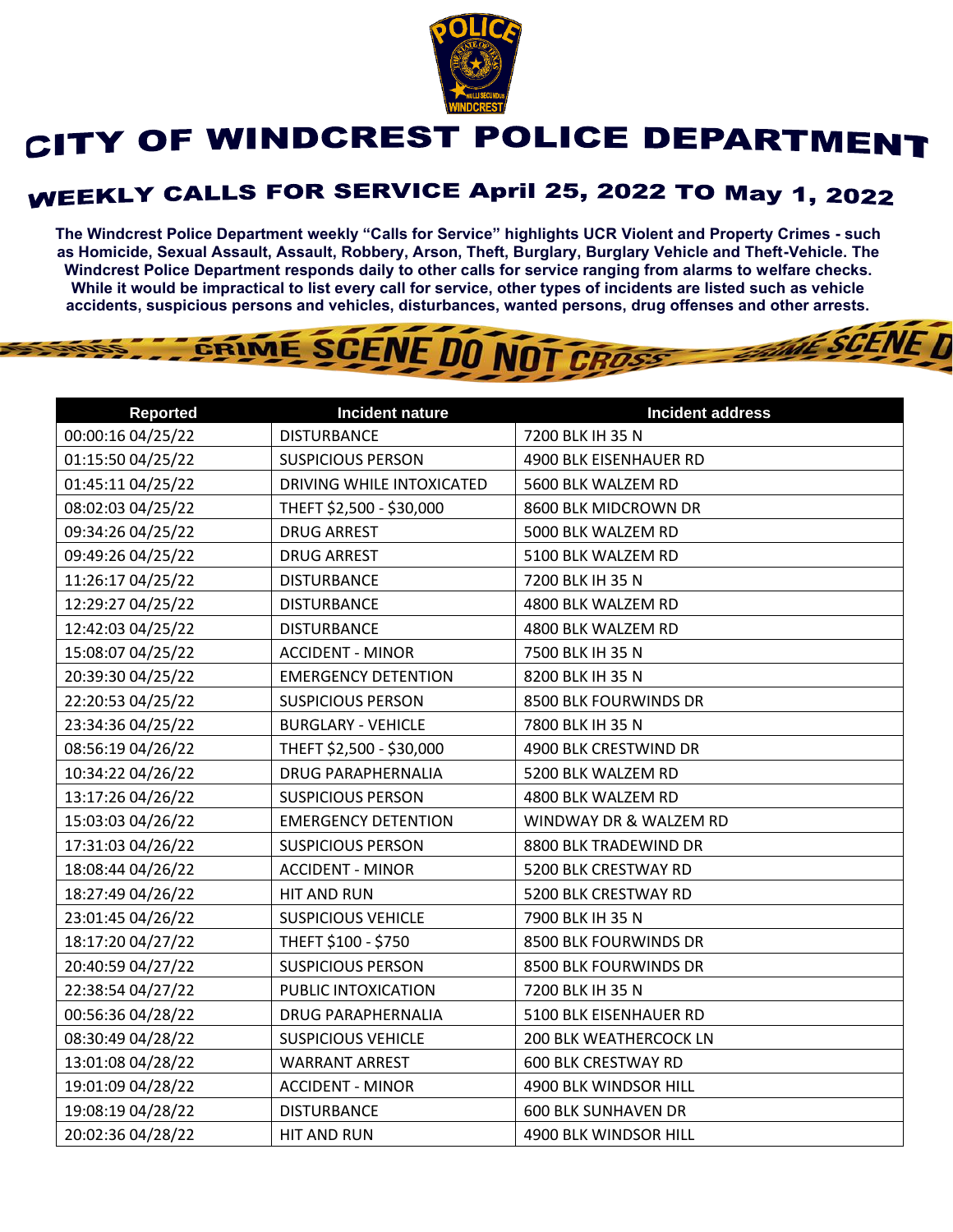# CITY OF WINDCREST POLICE DEPARTMENT

## WEEKLY CALLS FOR SERVICE April 25, 2022 TO May 1, 2022

**The Windcrest Police Department weekly "Calls for Service" highlights UCR Violent and Property Crimes - such as Homicide, Sexual Assault, Assault, Robbery, Arson, Theft, Burglary, Burglary Vehicle and Theft-Vehicle. The Windcrest Police Department responds daily to other calls for service ranging from alarms to welfare checks. While it would be impractical to list every call for service, other types of incidents are listed such as vehicle accidents, suspicious persons and vehicles, disturbances, wanted persons, drug offenses and other arrests.**

| Reported | Incident nature | Incident address |
|---|---|---|
| 00:00:16 04/25/22 | DISTURBANCE | 7200 BLK IH 35 N |
| 01:15:50 04/25/22 | SUSPICIOUS PERSON | 4900 BLK EISENHAUER RD |
| 01:45:11 04/25/22 | DRIVING WHILE INTOXICATED | 5600 BLK WALZEM RD |
| 08:02:03 04/25/22 | THEFT $2,500 - $30,000 | 8600 BLK MIDCROWN DR |
| 09:34:26 04/25/22 | DRUG ARREST | 5000 BLK WALZEM RD |
| 09:49:26 04/25/22 | DRUG ARREST | 5100 BLK WALZEM RD |
| 11:26:17 04/25/22 | DISTURBANCE | 7200 BLK IH 35 N |
| 12:29:27 04/25/22 | DISTURBANCE | 4800 BLK WALZEM RD |
| 12:42:03 04/25/22 | DISTURBANCE | 4800 BLK WALZEM RD |
| 15:08:07 04/25/22 | ACCIDENT - MINOR | 7500 BLK IH 35 N |
| 20:39:30 04/25/22 | EMERGENCY DETENTION | 8200 BLK IH 35 N |
| 22:20:53 04/25/22 | SUSPICIOUS PERSON | 8500 BLK FOURWINDS DR |
| 23:34:36 04/25/22 | BURGLARY - VEHICLE | 7800 BLK IH 35 N |
| 08:56:19 04/26/22 | THEFT $2,500 - $30,000 | 4900 BLK CRESTWIND DR |
| 10:34:22 04/26/22 | DRUG PARAPHERNALIA | 5200 BLK WALZEM RD |
| 13:17:26 04/26/22 | SUSPICIOUS PERSON | 4800 BLK WALZEM RD |
| 15:03:03 04/26/22 | EMERGENCY DETENTION | WINDWAY DR & WALZEM RD |
| 17:31:03 04/26/22 | SUSPICIOUS PERSON | 8800 BLK TRADEWIND DR |
| 18:08:44 04/26/22 | ACCIDENT - MINOR | 5200 BLK CRESTWAY RD |
| 18:27:49 04/26/22 | HIT AND RUN | 5200 BLK CRESTWAY RD |
| 23:01:45 04/26/22 | SUSPICIOUS VEHICLE | 7900 BLK IH 35 N |
| 18:17:20 04/27/22 | THEFT $100 - $750 | 8500 BLK FOURWINDS DR |
| 20:40:59 04/27/22 | SUSPICIOUS PERSON | 8500 BLK FOURWINDS DR |
| 22:38:54 04/27/22 | PUBLIC INTOXICATION | 7200 BLK IH 35 N |
| 00:56:36 04/28/22 | DRUG PARAPHERNALIA | 5100 BLK EISENHAUER RD |
| 08:30:49 04/28/22 | SUSPICIOUS VEHICLE | 200 BLK WEATHERCOCK LN |
| 13:01:08 04/28/22 | WARRANT ARREST | 600 BLK CRESTWAY RD |
| 19:01:09 04/28/22 | ACCIDENT - MINOR | 4900 BLK WINDSOR HILL |
| 19:08:19 04/28/22 | DISTURBANCE | 600 BLK SUNHAVEN DR |
| 20:02:36 04/28/22 | HIT AND RUN | 4900 BLK WINDSOR HILL |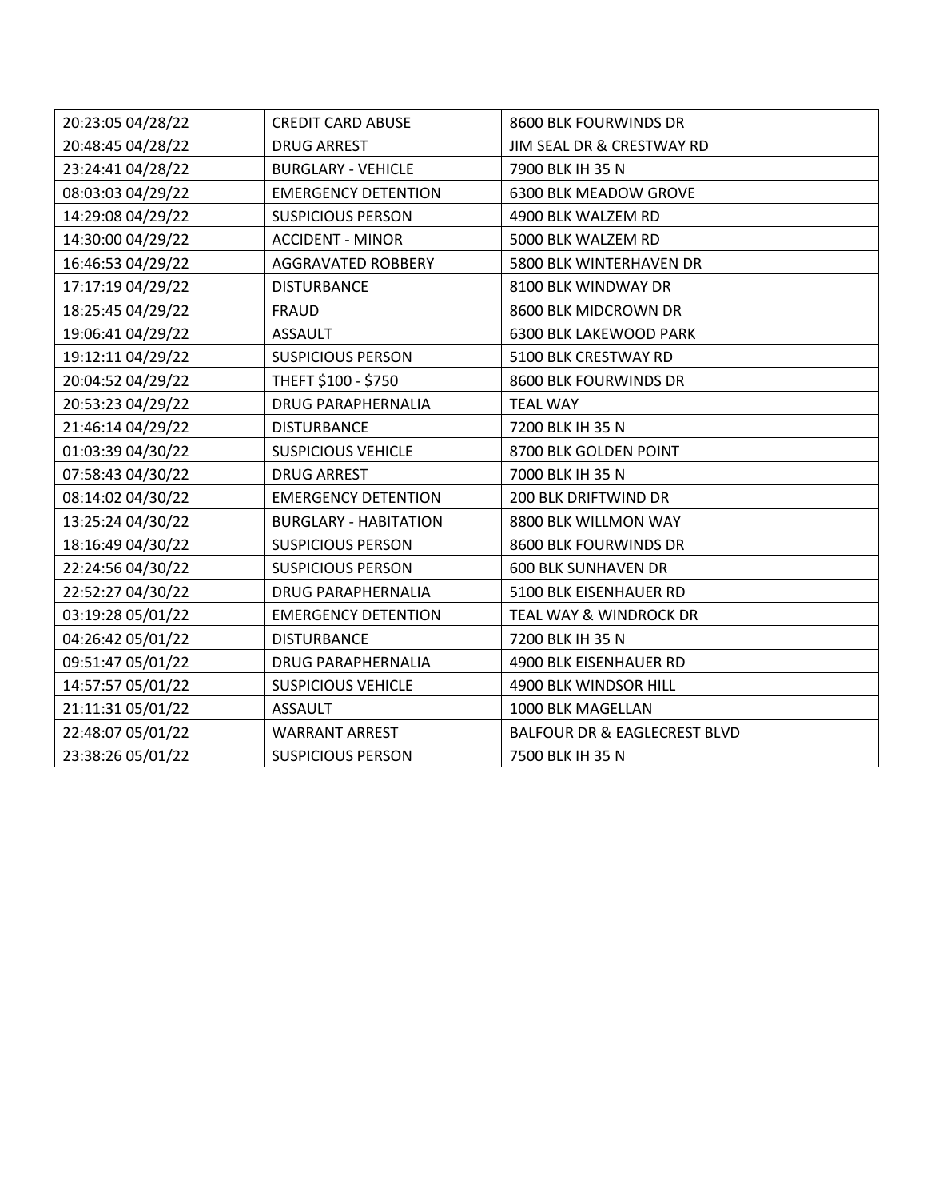| | | |
|---|---|---|
| 20:23:05 04/28/22 | CREDIT CARD ABUSE | 8600 BLK FOURWINDS DR |
| 20:48:45 04/28/22 | DRUG ARREST | JIM SEAL DR & CRESTWAY RD |
| 23:24:41 04/28/22 | BURGLARY - VEHICLE | 7900 BLK IH 35 N |
| 08:03:03 04/29/22 | EMERGENCY DETENTION | 6300 BLK MEADOW GROVE |
| 14:29:08 04/29/22 | SUSPICIOUS PERSON | 4900 BLK WALZEM RD |
| 14:30:00 04/29/22 | ACCIDENT - MINOR | 5000 BLK WALZEM RD |
| 16:46:53 04/29/22 | AGGRAVATED ROBBERY | 5800 BLK WINTERHAVEN DR |
| 17:17:19 04/29/22 | DISTURBANCE | 8100 BLK WINDWAY DR |
| 18:25:45 04/29/22 | FRAUD | 8600 BLK MIDCROWN DR |
| 19:06:41 04/29/22 | ASSAULT | 6300 BLK LAKEWOOD PARK |
| 19:12:11 04/29/22 | SUSPICIOUS PERSON | 5100 BLK CRESTWAY RD |
| 20:04:52 04/29/22 | THEFT $100 - $750 | 8600 BLK FOURWINDS DR |
| 20:53:23 04/29/22 | DRUG PARAPHERNALIA | TEAL WAY |
| 21:46:14 04/29/22 | DISTURBANCE | 7200 BLK IH 35 N |
| 01:03:39 04/30/22 | SUSPICIOUS VEHICLE | 8700 BLK GOLDEN POINT |
| 07:58:43 04/30/22 | DRUG ARREST | 7000 BLK IH 35 N |
| 08:14:02 04/30/22 | EMERGENCY DETENTION | 200 BLK DRIFTWIND DR |
| 13:25:24 04/30/22 | BURGLARY - HABITATION | 8800 BLK WILLMON WAY |
| 18:16:49 04/30/22 | SUSPICIOUS PERSON | 8600 BLK FOURWINDS DR |
| 22:24:56 04/30/22 | SUSPICIOUS PERSON | 600 BLK SUNHAVEN DR |
| 22:52:27 04/30/22 | DRUG PARAPHERNALIA | 5100 BLK EISENHAUER RD |
| 03:19:28 05/01/22 | EMERGENCY DETENTION | TEAL WAY & WINDROCK DR |
| 04:26:42 05/01/22 | DISTURBANCE | 7200 BLK IH 35 N |
| 09:51:47 05/01/22 | DRUG PARAPHERNALIA | 4900 BLK EISENHAUER RD |
| 14:57:57 05/01/22 | SUSPICIOUS VEHICLE | 4900 BLK WINDSOR HILL |
| 21:11:31 05/01/22 | ASSAULT | 1000 BLK MAGELLAN |
| 22:48:07 05/01/22 | WARRANT ARREST | BALFOUR DR & EAGLECREST BLVD |
| 23:38:26 05/01/22 | SUSPICIOUS PERSON | 7500 BLK IH 35 N |